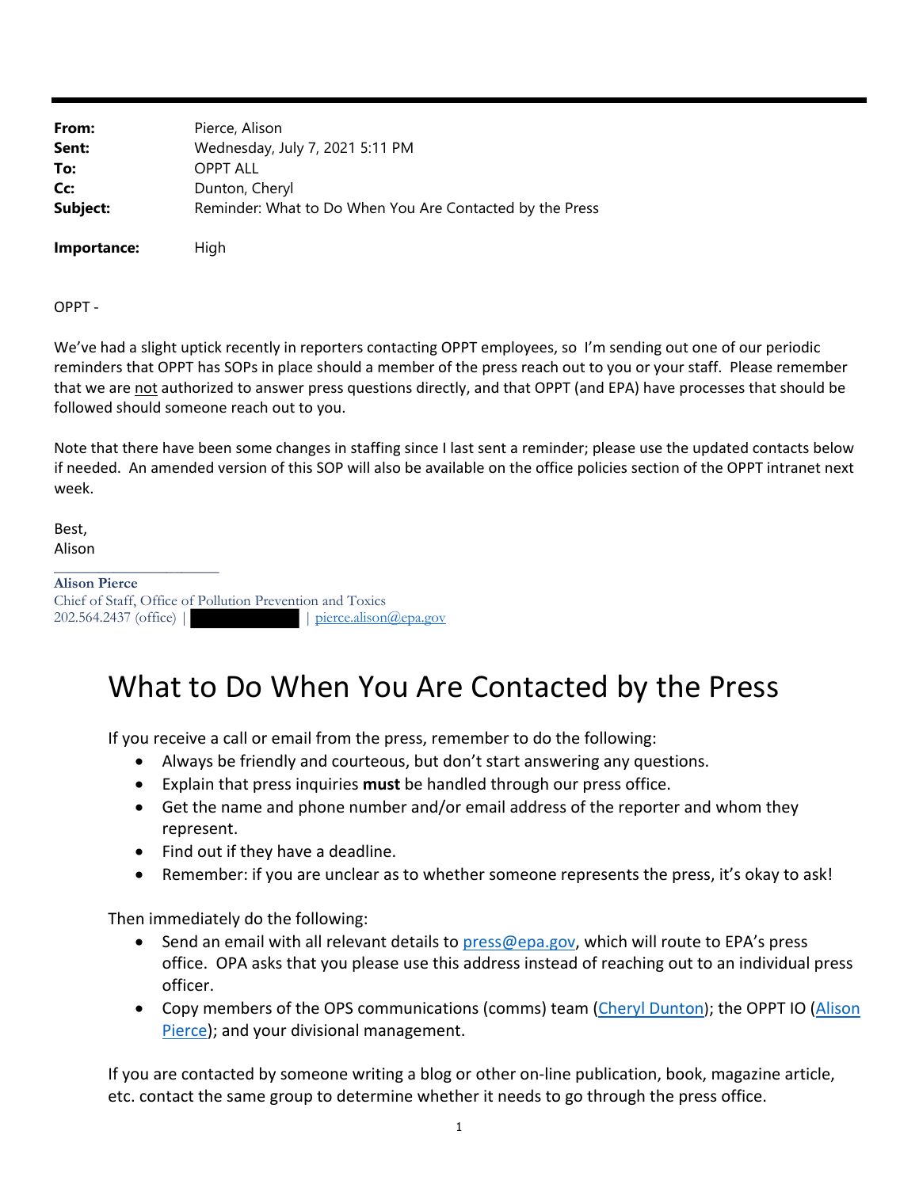| | |
|---|---|
| **From:** | Pierce, Alison |
| **Sent:** | Wednesday, July 7, 2021 5:11 PM |
| **To:** | OPPT ALL |
| **Cc:** | Dunton, Cheryl |
| **Subject:** | Reminder: What to Do When You Are Contacted by the Press |
| **Importance:** | High |

OPPT -

We've had a slight uptick recently in reporters contacting OPPT employees, so I'm sending out one of our periodic reminders that OPPT has SOPs in place should a member of the press reach out to you or your staff. Please remember that we are not authorized to answer press questions directly, and that OPPT (and EPA) have processes that should be followed should someone reach out to you.

Note that there have been some changes in staffing since I last sent a reminder; please use the updated contacts below if needed. An amended version of this SOP will also be available on the office policies section of the OPPT intranet next week.

Best,
Alison

---

**Alison Pierce**
Chief of Staff, Office of Pollution Prevention and Toxics
202.564.2437 (office) | [redacted] | pierce.alison@epa.gov

# What to Do When You Are Contacted by the Press

If you receive a call or email from the press, remember to do the following:

- Always be friendly and courteous, but don't start answering any questions.
- Explain that press inquiries **must** be handled through our press office.
- Get the name and phone number and/or email address of the reporter and whom they represent.
- Find out if they have a deadline.
- Remember: if you are unclear as to whether someone represents the press, it's okay to ask!

Then immediately do the following:

- Send an email with all relevant details to press@epa.gov, which will route to EPA's press office. OPA asks that you please use this address instead of reaching out to an individual press officer.
- Copy members of the OPS communications (comms) team (Cheryl Dunton); the OPPT IO (Alison Pierce); and your divisional management.

If you are contacted by someone writing a blog or other on-line publication, book, magazine article, etc. contact the same group to determine whether it needs to go through the press office.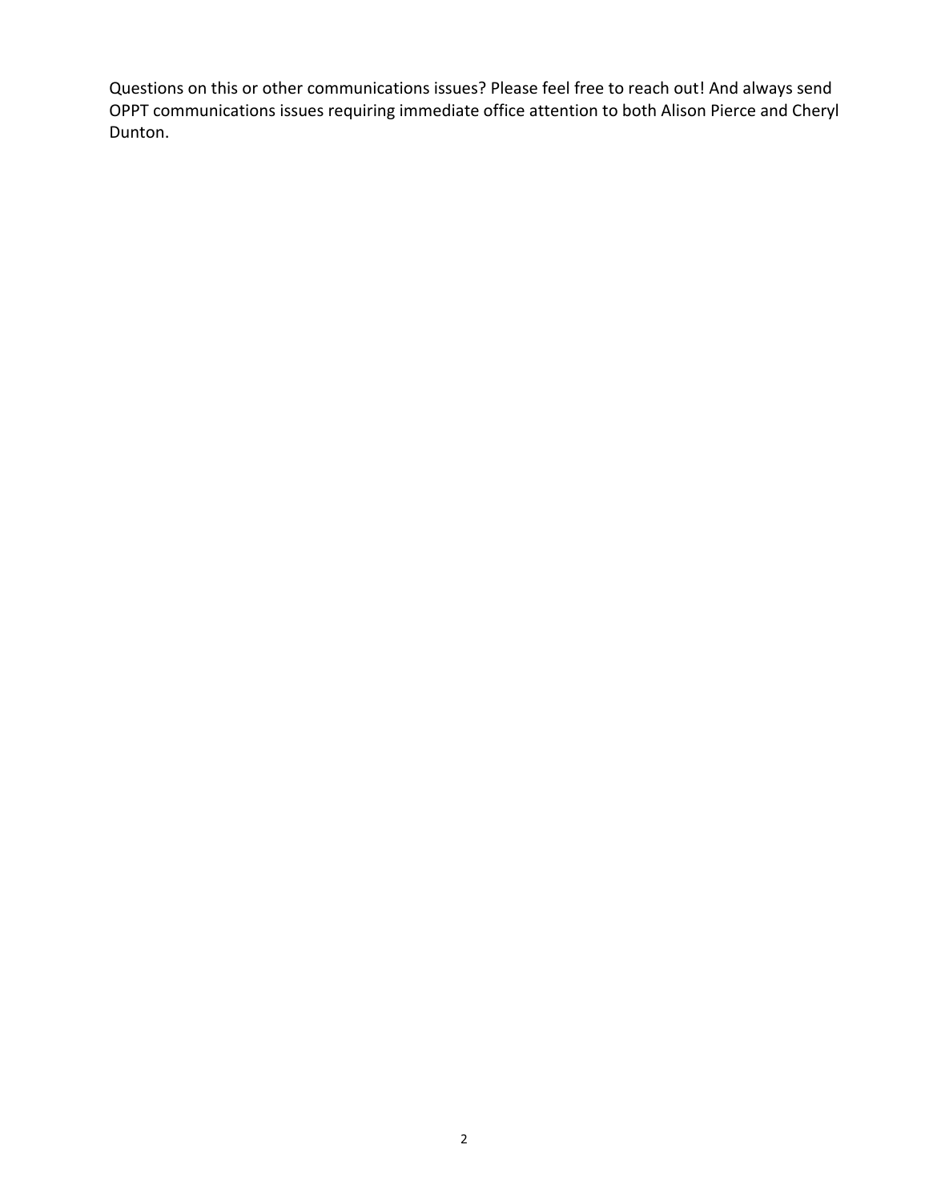Questions on this or other communications issues? Please feel free to reach out! And always send OPPT communications issues requiring immediate office attention to both Alison Pierce and Cheryl Dunton.